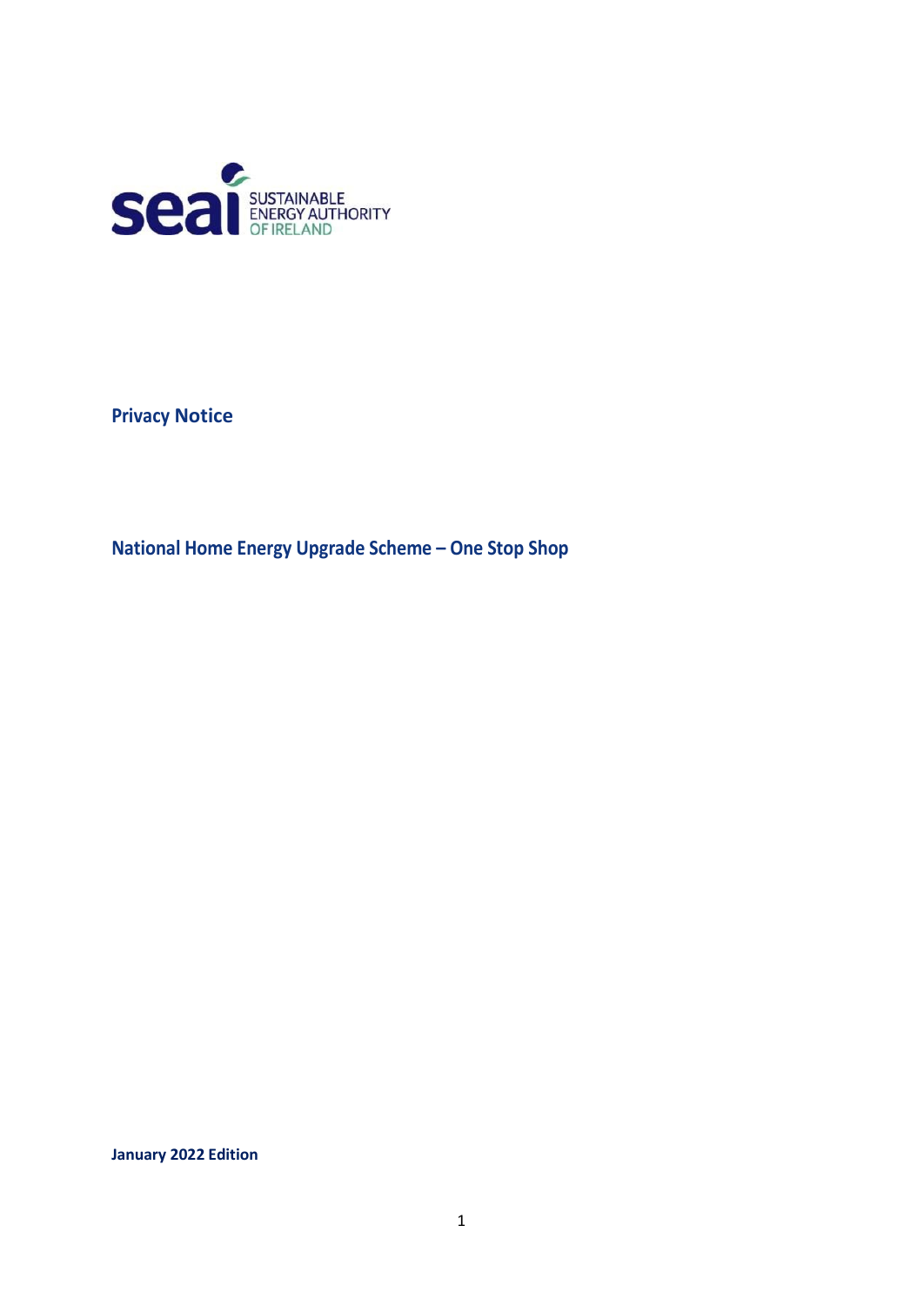seai SUSTAINABLE ENERGY AUTHORITY OF IRELAND

# Privacy Notice

## National Home Energy Upgrade Scheme – One Stop Shop

**January 2022 Edition**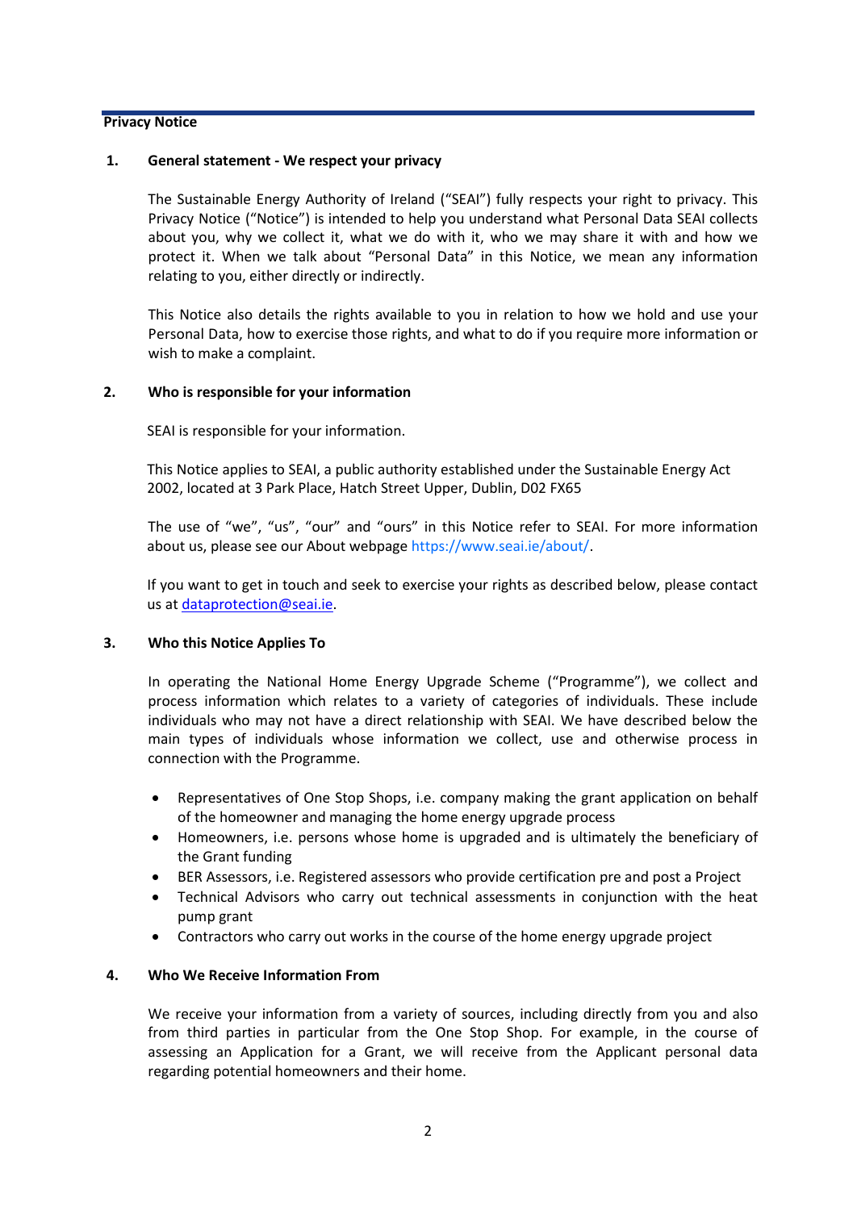**Privacy Notice**

## 1. General statement - We respect your privacy

The Sustainable Energy Authority of Ireland ("SEAI") fully respects your right to privacy. This Privacy Notice ("Notice") is intended to help you understand what Personal Data SEAI collects about you, why we collect it, what we do with it, who we may share it with and how we protect it. When we talk about "Personal Data" in this Notice, we mean any information relating to you, either directly or indirectly.

This Notice also details the rights available to you in relation to how we hold and use your Personal Data, how to exercise those rights, and what to do if you require more information or wish to make a complaint.

## 2. Who is responsible for your information

SEAI is responsible for your information.

This Notice applies to SEAI, a public authority established under the Sustainable Energy Act 2002, located at 3 Park Place, Hatch Street Upper, Dublin, D02 FX65

The use of "we", "us", "our" and "ours" in this Notice refer to SEAI. For more information about us, please see our About webpage https://www.seai.ie/about/.

If you want to get in touch and seek to exercise your rights as described below, please contact us at dataprotection@seai.ie.

## 3. Who this Notice Applies To

In operating the National Home Energy Upgrade Scheme ("Programme"), we collect and process information which relates to a variety of categories of individuals. These include individuals who may not have a direct relationship with SEAI. We have described below the main types of individuals whose information we collect, use and otherwise process in connection with the Programme.

- Representatives of One Stop Shops, i.e. company making the grant application on behalf of the homeowner and managing the home energy upgrade process
- Homeowners, i.e. persons whose home is upgraded and is ultimately the beneficiary of the Grant funding
- BER Assessors, i.e. Registered assessors who provide certification pre and post a Project
- Technical Advisors who carry out technical assessments in conjunction with the heat pump grant
- Contractors who carry out works in the course of the home energy upgrade project

## 4. Who We Receive Information From

We receive your information from a variety of sources, including directly from you and also from third parties in particular from the One Stop Shop. For example, in the course of assessing an Application for a Grant, we will receive from the Applicant personal data regarding potential homeowners and their home.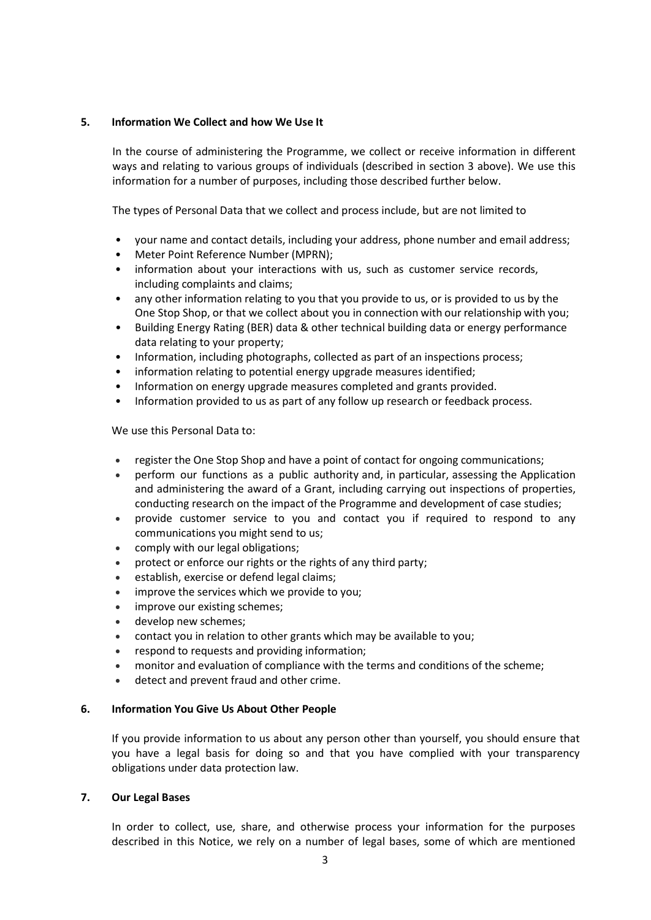## 5. Information We Collect and how We Use It

In the course of administering the Programme, we collect or receive information in different ways and relating to various groups of individuals (described in section 3 above). We use this information for a number of purposes, including those described further below.

The types of Personal Data that we collect and process include, but are not limited to

- your name and contact details, including your address, phone number and email address;
- Meter Point Reference Number (MPRN);
- information about your interactions with us, such as customer service records, including complaints and claims;
- any other information relating to you that you provide to us, or is provided to us by the One Stop Shop, or that we collect about you in connection with our relationship with you;
- Building Energy Rating (BER) data & other technical building data or energy performance data relating to your property;
- Information, including photographs, collected as part of an inspections process;
- information relating to potential energy upgrade measures identified;
- Information on energy upgrade measures completed and grants provided.
- Information provided to us as part of any follow up research or feedback process.

We use this Personal Data to:

- register the One Stop Shop and have a point of contact for ongoing communications;
- perform our functions as a public authority and, in particular, assessing the Application and administering the award of a Grant, including carrying out inspections of properties, conducting research on the impact of the Programme and development of case studies;
- provide customer service to you and contact you if required to respond to any communications you might send to us;
- comply with our legal obligations;
- protect or enforce our rights or the rights of any third party;
- establish, exercise or defend legal claims;
- improve the services which we provide to you;
- improve our existing schemes;
- develop new schemes;
- contact you in relation to other grants which may be available to you;
- respond to requests and providing information;
- monitor and evaluation of compliance with the terms and conditions of the scheme;
- detect and prevent fraud and other crime.

## 6. Information You Give Us About Other People

If you provide information to us about any person other than yourself, you should ensure that you have a legal basis for doing so and that you have complied with your transparency obligations under data protection law.

## 7. Our Legal Bases

In order to collect, use, share, and otherwise process your information for the purposes described in this Notice, we rely on a number of legal bases, some of which are mentioned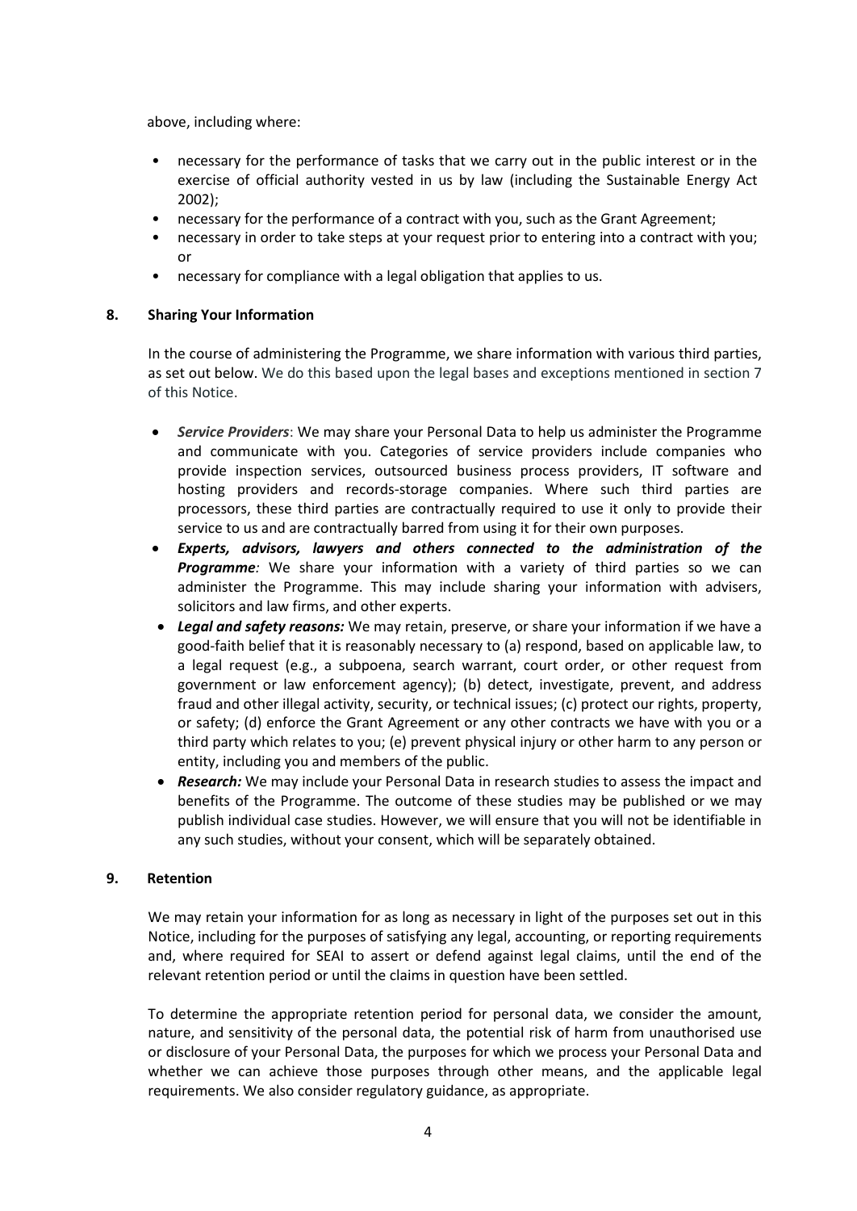above, including where:

- necessary for the performance of tasks that we carry out in the public interest or in the exercise of official authority vested in us by law (including the Sustainable Energy Act 2002);
- necessary for the performance of a contract with you, such as the Grant Agreement;
- necessary in order to take steps at your request prior to entering into a contract with you; or
- necessary for compliance with a legal obligation that applies to us.

## 8. Sharing Your Information

In the course of administering the Programme, we share information with various third parties, as set out below. We do this based upon the legal bases and exceptions mentioned in section 7 of this Notice.

- ***Service Providers***: We may share your Personal Data to help us administer the Programme and communicate with you. Categories of service providers include companies who provide inspection services, outsourced business process providers, IT software and hosting providers and records-storage companies. Where such third parties are processors, these third parties are contractually required to use it only to provide their service to us and are contractually barred from using it for their own purposes.
- ***Experts, advisors, lawyers and others connected to the administration of the Programme:*** We share your information with a variety of third parties so we can administer the Programme. This may include sharing your information with advisers, solicitors and law firms, and other experts.
- ***Legal and safety reasons:*** We may retain, preserve, or share your information if we have a good-faith belief that it is reasonably necessary to (a) respond, based on applicable law, to a legal request (e.g., a subpoena, search warrant, court order, or other request from government or law enforcement agency); (b) detect, investigate, prevent, and address fraud and other illegal activity, security, or technical issues; (c) protect our rights, property, or safety; (d) enforce the Grant Agreement or any other contracts we have with you or a third party which relates to you; (e) prevent physical injury or other harm to any person or entity, including you and members of the public.
- ***Research:*** We may include your Personal Data in research studies to assess the impact and benefits of the Programme. The outcome of these studies may be published or we may publish individual case studies. However, we will ensure that you will not be identifiable in any such studies, without your consent, which will be separately obtained.

## 9. Retention

We may retain your information for as long as necessary in light of the purposes set out in this Notice, including for the purposes of satisfying any legal, accounting, or reporting requirements and, where required for SEAI to assert or defend against legal claims, until the end of the relevant retention period or until the claims in question have been settled.

To determine the appropriate retention period for personal data, we consider the amount, nature, and sensitivity of the personal data, the potential risk of harm from unauthorised use or disclosure of your Personal Data, the purposes for which we process your Personal Data and whether we can achieve those purposes through other means, and the applicable legal requirements. We also consider regulatory guidance, as appropriate.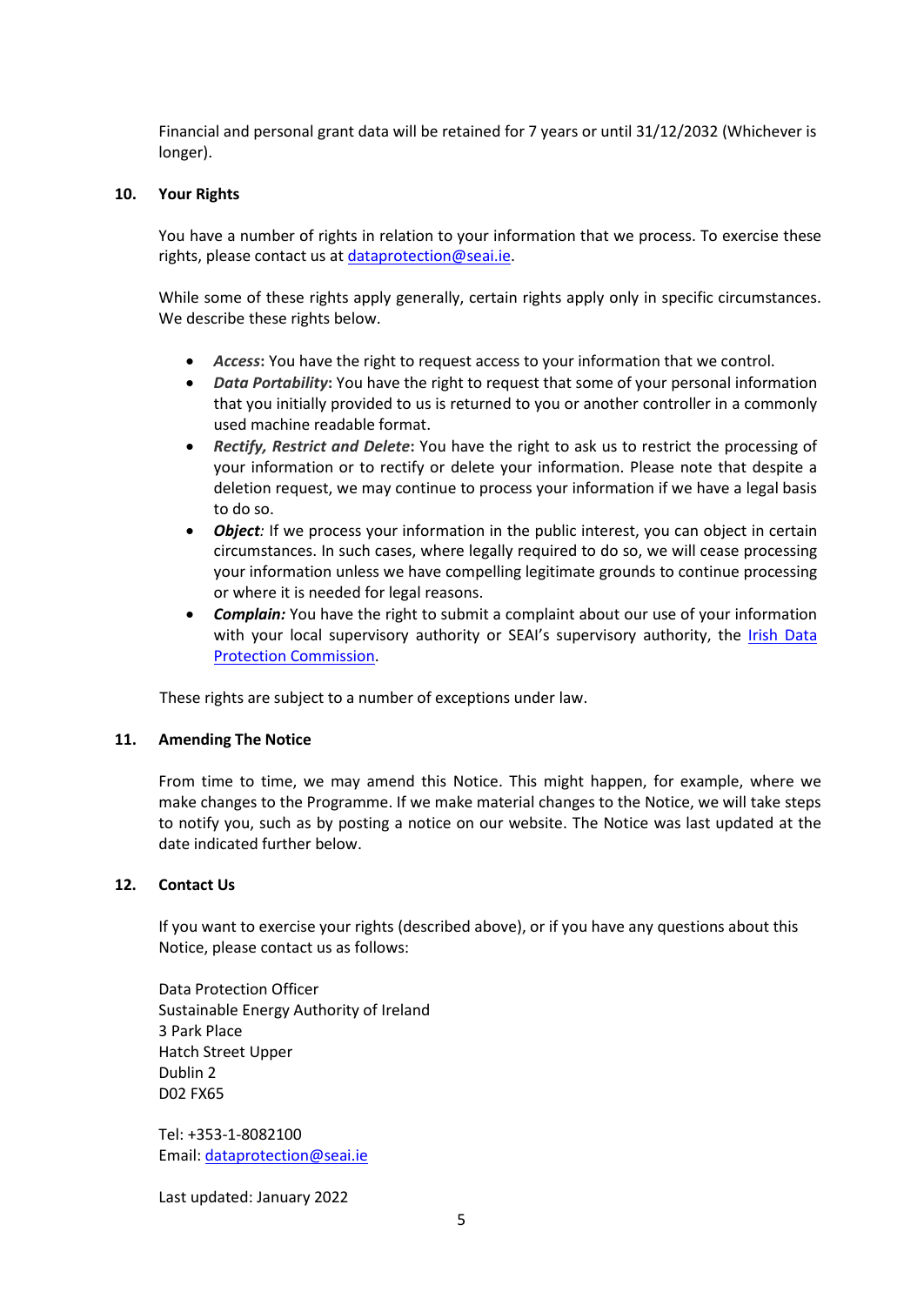Financial and personal grant data will be retained for 7 years or until 31/12/2032 (Whichever is longer).

## 10. Your Rights

You have a number of rights in relation to your information that we process. To exercise these rights, please contact us at dataprotection@seai.ie.

While some of these rights apply generally, certain rights apply only in specific circumstances. We describe these rights below.

- ***Access***: You have the right to request access to your information that we control.
- ***Data Portability***: You have the right to request that some of your personal information that you initially provided to us is returned to you or another controller in a commonly used machine readable format.
- ***Rectify, Restrict and Delete***: You have the right to ask us to restrict the processing of your information or to rectify or delete your information. Please note that despite a deletion request, we may continue to process your information if we have a legal basis to do so.
- ***Object***: If we process your information in the public interest, you can object in certain circumstances. In such cases, where legally required to do so, we will cease processing your information unless we have compelling legitimate grounds to continue processing or where it is needed for legal reasons.
- ***Complain:*** You have the right to submit a complaint about our use of your information with your local supervisory authority or SEAI's supervisory authority, the Irish Data Protection Commission.

These rights are subject to a number of exceptions under law.

## 11. Amending The Notice

From time to time, we may amend this Notice. This might happen, for example, where we make changes to the Programme. If we make material changes to the Notice, we will take steps to notify you, such as by posting a notice on our website. The Notice was last updated at the date indicated further below.

## 12. Contact Us

If you want to exercise your rights (described above), or if you have any questions about this Notice, please contact us as follows:

Data Protection Officer
Sustainable Energy Authority of Ireland
3 Park Place
Hatch Street Upper
Dublin 2
D02 FX65

Tel: +353-1-8082100
Email: dataprotection@seai.ie

Last updated: January 2022